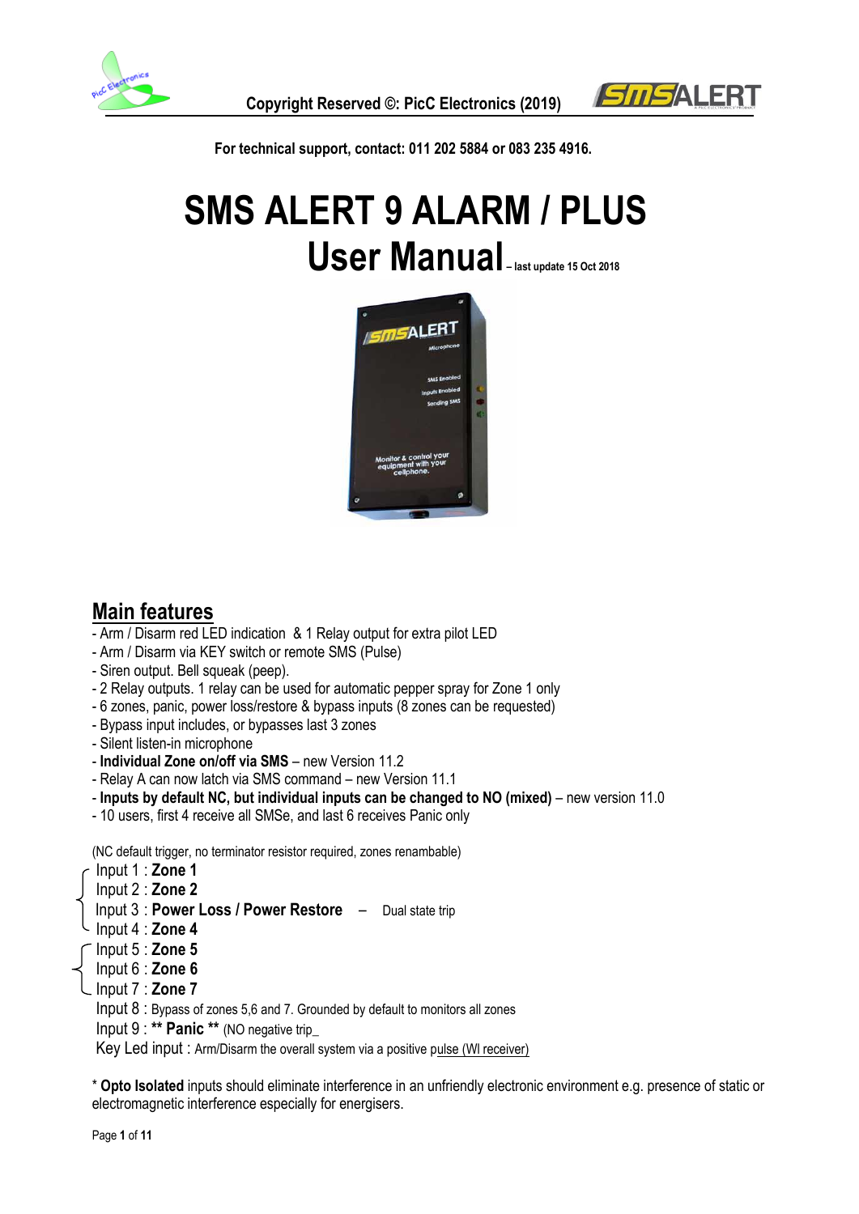For technical support, contact: 011 202 5884 or 083 235 4916.

# SMS ALERT 9 ALARM / PLUS

# User Manual – last update 15 Oct 2018

## Main features

- Arm / Disarm red LED indication & 1 Relay output for extra pilot LED
- Arm / Disarm via KEY switch or remote SMS (Pulse)
- Siren output. Bell squeak (peep).
- 2 Relay outputs. 1 relay can be used for automatic pepper spray for Zone 1 only
- 6 zones, panic, power loss/restore & bypass inputs (8 zones can be requested)
- Bypass input includes, or bypasses last 3 zones
- Silent listen-in microphone
- **Individual Zone on/off via SMS** – new Version 11.2
- Relay A can now latch via SMS command – new Version 11.1
- **Inputs by default NC, but individual inputs can be changed to NO (mixed)** – new version 11.0
- 10 users, first 4 receive all SMSe, and last 6 receives Panic only

(NC default trigger, no terminator resistor required, zones renamable)

Input 1 : **Zone 1**
Input 2 : **Zone 2**
Input 3 : **Power Loss / Power Restore** – Dual state trip
Input 4 : **Zone 4**
Input 5 : **Zone 5**
Input 6 : **Zone 6**
Input 7 : **Zone 7**
Input 8 : Bypass of zones 5,6 and 7. Grounded by default to monitors all zones
Input 9 : **** Panic **** (NO negative trip_
Key Led input : Arm/Disarm the overall system via a positive pulse (Wl receiver)

* **Opto Isolated** inputs should eliminate interference in an unfriendly electronic environment e.g. presence of static or electromagnetic interference especially for energisers.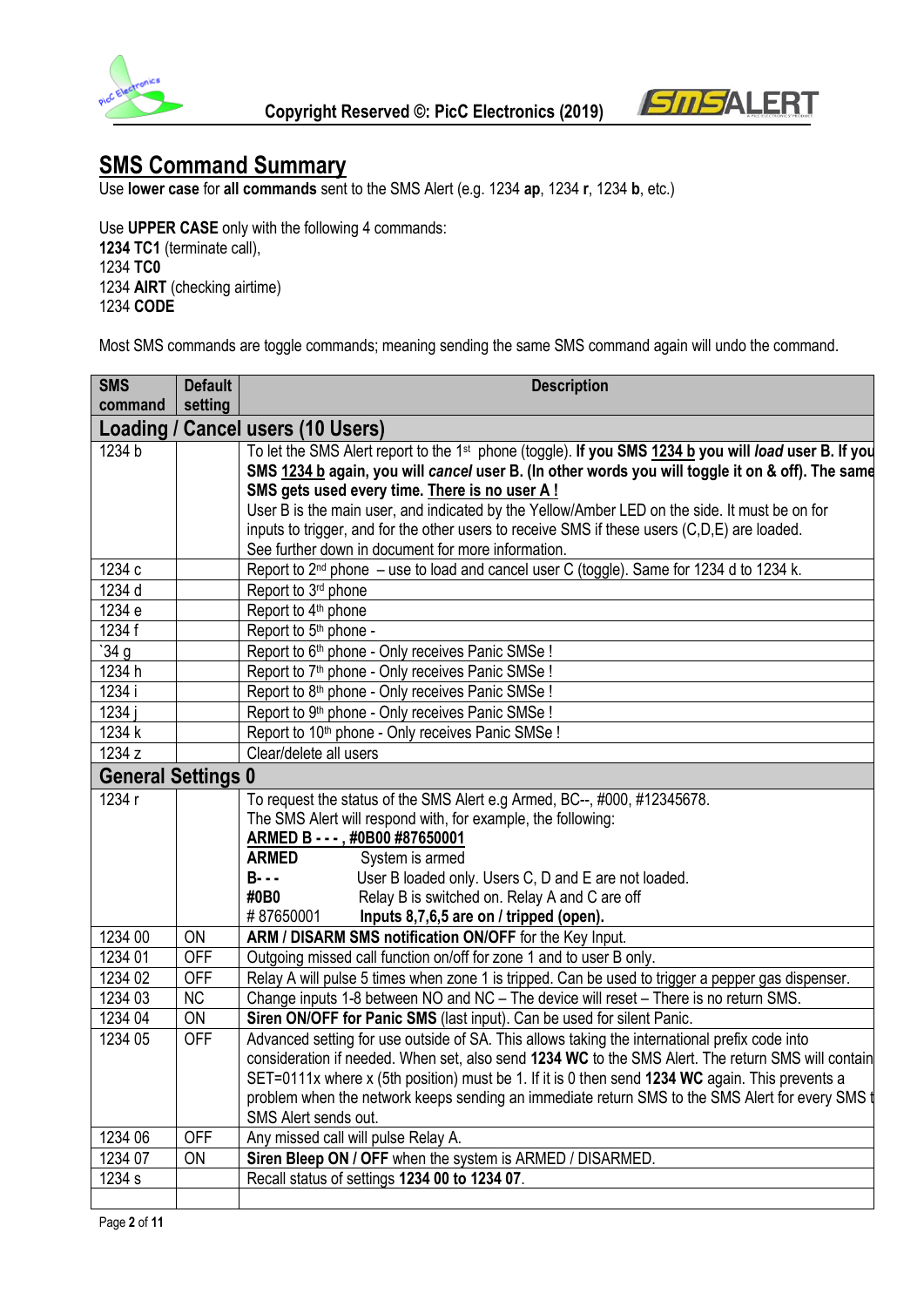## SMS Command Summary

Use **lower case** for **all commands** sent to the SMS Alert (e.g. 1234 **ap**, 1234 **r**, 1234 **b**, etc.)

Use **UPPER CASE** only with the following 4 commands:
**1234 TC1** (terminate call),
1234 **TC0**
1234 **AIRT** (checking airtime)
1234 **CODE**

Most SMS commands are toggle commands; meaning sending the same SMS command again will undo the command.

| SMS command | Default setting | Description |
|---|---|---|
| **Loading / Cancel users (10 Users)** | | |
| 1234 b | | To let the SMS Alert report to the 1st phone (toggle). **If you SMS 1234 b you will *load* user B. If you SMS 1234 b again, you will *cancel* user B. (In other words you will toggle it on & off). The same SMS gets used every time. There is no user A !** User B is the main user, and indicated by the Yellow/Amber LED on the side. It must be on for inputs to trigger, and for the other users to receive SMS if these users (C,D,E) are loaded. See further down in document for more information. |
| 1234 c | | Report to 2nd phone – use to load and cancel user C (toggle). Same for 1234 d to 1234 k. |
| 1234 d | | Report to 3rd phone |
| 1234 e | | Report to 4th phone |
| 1234 f | | Report to 5th phone - |
| `34 g | | Report to 6th phone - Only receives Panic SMSe ! |
| 1234 h | | Report to 7th phone - Only receives Panic SMSe ! |
| 1234 i | | Report to 8th phone - Only receives Panic SMSe ! |
| 1234 j | | Report to 9th phone - Only receives Panic SMSe ! |
| 1234 k | | Report to 10th phone - Only receives Panic SMSe ! |
| 1234 z | | Clear/delete all users |
| **General Settings 0** | | |
| 1234 r | | To request the status of the SMS Alert e.g Armed, BC--, #000, #12345678. The SMS Alert will respond with, for example, the following: **ARMED B - - - , #0B00 #87650001** **ARMED** System is armed **B- - -** User B loaded only. Users C, D and E are not loaded. **#0B0** Relay B is switched on. Relay A and C are off # 87650001 **Inputs 8,7,6,5 are on / tripped (open).** |
| 1234 00 | ON | **ARM / DISARM SMS notification ON/OFF** for the Key Input. |
| 1234 01 | OFF | Outgoing missed call function on/off for zone 1 and to user B only. |
| 1234 02 | OFF | Relay A will pulse 5 times when zone 1 is tripped. Can be used to trigger a pepper gas dispenser. |
| 1234 03 | NC | Change inputs 1-8 between NO and NC – The device will reset – There is no return SMS. |
| 1234 04 | ON | **Siren ON/OFF for Panic SMS** (last input). Can be used for silent Panic. |
| 1234 05 | OFF | Advanced setting for use outside of SA. This allows taking the international prefix code into consideration if needed. When set, also send **1234 WC** to the SMS Alert. The return SMS will contain SET=0111x where x (5th position) must be 1. If it is 0 then send **1234 WC** again. This prevents a problem when the network keeps sending an immediate return SMS to the SMS Alert for every SMS t SMS Alert sends out. |
| 1234 06 | OFF | Any missed call will pulse Relay A. |
| 1234 07 | ON | **Siren Bleep ON / OFF** when the system is ARMED / DISARMED. |
| 1234 s | | Recall status of settings **1234 00 to 1234 07**. |
| | | |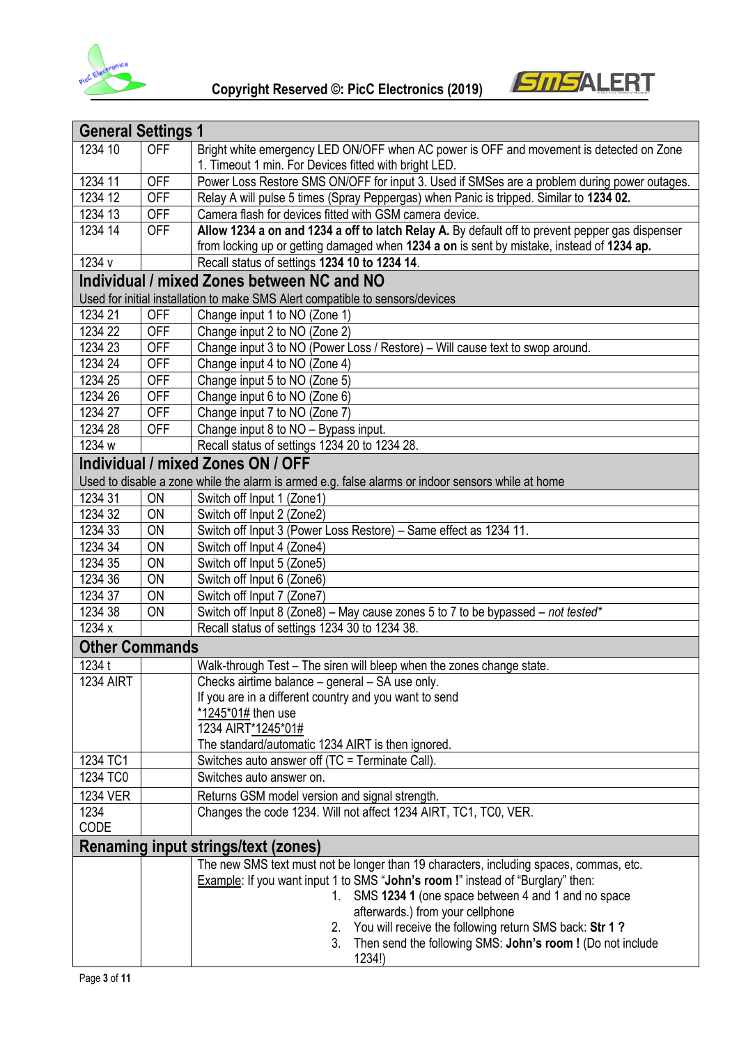| General Settings 1 | | |
|---|---|---|
| 1234 10 | OFF | Bright white emergency LED ON/OFF when AC power is OFF and movement is detected on Zone 1. Timeout 1 min. For Devices fitted with bright LED. |
| 1234 11 | OFF | Power Loss Restore SMS ON/OFF for input 3. Used if SMSes are a problem during power outages. |
| 1234 12 | OFF | Relay A will pulse 5 times (Spray Peppergas) when Panic is tripped. Similar to **1234 02.** |
| 1234 13 | OFF | Camera flash for devices fitted with GSM camera device. |
| 1234 14 | OFF | **Allow 1234 a on and 1234 a off to latch Relay A.** By default off to prevent pepper gas dispenser from locking up or getting damaged when **1234 a on** is sent by mistake, instead of **1234 ap.** |
| 1234 v | | Recall status of settings **1234 10 to 1234 14**. |
| **Individual / mixed Zones between NC and NO** | | |
| Used for initial installation to make SMS Alert compatible to sensors/devices | | |
| 1234 21 | OFF | Change input 1 to NO (Zone 1) |
| 1234 22 | OFF | Change input 2 to NO (Zone 2) |
| 1234 23 | OFF | Change input 3 to NO (Power Loss / Restore) – Will cause text to swop around. |
| 1234 24 | OFF | Change input 4 to NO (Zone 4) |
| 1234 25 | OFF | Change input 5 to NO (Zone 5) |
| 1234 26 | OFF | Change input 6 to NO (Zone 6) |
| 1234 27 | OFF | Change input 7 to NO (Zone 7) |
| 1234 28 | OFF | Change input 8 to NO – Bypass input. |
| 1234 w | | Recall status of settings 1234 20 to 1234 28. |
| **Individual / mixed Zones ON / OFF** | | |
| Used to disable a zone while the alarm is armed e.g. false alarms or indoor sensors while at home | | |
| 1234 31 | ON | Switch off Input 1 (Zone1) |
| 1234 32 | ON | Switch off Input 2 (Zone2) |
| 1234 33 | ON | Switch off Input 3 (Power Loss Restore) – Same effect as 1234 11. |
| 1234 34 | ON | Switch off Input 4 (Zone4) |
| 1234 35 | ON | Switch off Input 5 (Zone5) |
| 1234 36 | ON | Switch off Input 6 (Zone6) |
| 1234 37 | ON | Switch off Input 7 (Zone7) |
| 1234 38 | ON | Switch off Input 8 (Zone8) – May cause zones 5 to 7 to be bypassed – *not tested** |
| 1234 x | | Recall status of settings 1234 30 to 1234 38. |
| **Other Commands** | | |
| 1234 t | | Walk-through Test – The siren will bleep when the zones change state. |
| 1234 AIRT | | Checks airtime balance – general – SA use only.<br>If you are in a different country and you want to send<br>*1245*01# then use<br>1234 AIRT*1245*01#<br>The standard/automatic 1234 AIRT is then ignored. |
| 1234 TC1 | | Switches auto answer off (TC = Terminate Call). |
| 1234 TC0 | | Switches auto answer on. |
| 1234 VER | | Returns GSM model version and signal strength. |
| 1234 CODE | | Changes the code 1234. Will not affect 1234 AIRT, TC1, TC0, VER. |
| **Renaming input strings/text (zones)** | | |
| | | The new SMS text must not be longer than 19 characters, including spaces, commas, etc.<br>Example: If you want input 1 to SMS "**John's room !**" instead of "Burglary" then:<br>1. SMS **1234 1** (one space between 4 and 1 and no space afterwards.) from your cellphone<br>2. You will receive the following return SMS back: **Str 1 ?**<br>3. Then send the following SMS: **John's room !** (Do not include 1234!) |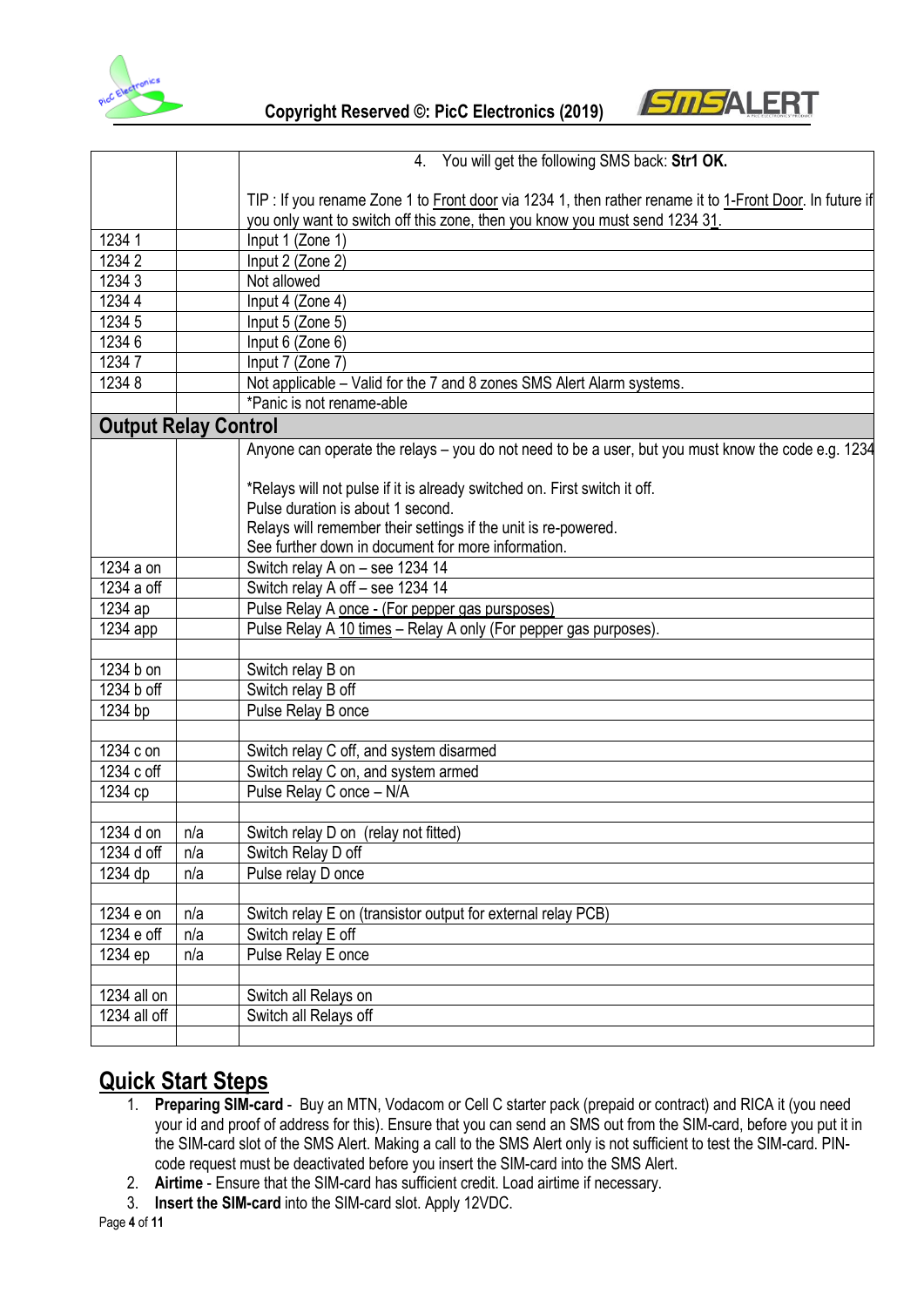| | | |
|---|---|---|
| | | 4. You will get the following SMS back: **Str1 OK.**<br><br>TIP : If you rename Zone 1 to Front door via 1234 1, then rather rename it to 1-Front Door. In future if you only want to switch off this zone, then you know you must send 1234 31. |
| 1234 1 | | Input 1 (Zone 1) |
| 1234 2 | | Input 2 (Zone 2) |
| 1234 3 | | Not allowed |
| 1234 4 | | Input 4 (Zone 4) |
| 1234 5 | | Input 5 (Zone 5) |
| 1234 6 | | Input 6 (Zone 6) |
| 1234 7 | | Input 7 (Zone 7) |
| 1234 8 | | Not applicable – Valid for the 7 and 8 zones SMS Alert Alarm systems. |
| | | *Panic is not rename-able |
| **Output Relay Control** | | |
| | | Anyone can operate the relays – you do not need to be a user, but you must know the code e.g. 1234<br><br>*Relays will not pulse if it is already switched on. First switch it off.<br>Pulse duration is about 1 second.<br>Relays will remember their settings if the unit is re-powered.<br>See further down in document for more information. |
| 1234 a on | | Switch relay A on – see 1234 14 |
| 1234 a off | | Switch relay A off – see 1234 14 |
| 1234 ap | | Pulse Relay A once - (For pepper gas pursposes) |
| 1234 app | | Pulse Relay A 10 times – Relay A only (For pepper gas purposes). |
| | | |
| 1234 b on | | Switch relay B on |
| 1234 b off | | Switch relay B off |
| 1234 bp | | Pulse Relay B once |
| | | |
| 1234 c on | | Switch relay C off, and system disarmed |
| 1234 c off | | Switch relay C on, and system armed |
| 1234 cp | | Pulse Relay C once – N/A |
| | | |
| 1234 d on | n/a | Switch relay D on (relay not fitted) |
| 1234 d off | n/a | Switch Relay D off |
| 1234 dp | n/a | Pulse relay D once |
| | | |
| 1234 e on | n/a | Switch relay E on (transistor output for external relay PCB) |
| 1234 e off | n/a | Switch relay E off |
| 1234 ep | n/a | Pulse Relay E once |
| | | |
| 1234 all on | | Switch all Relays on |
| 1234 all off | | Switch all Relays off |
| | | |

## Quick Start Steps

1. **Preparing SIM-card** - Buy an MTN, Vodacom or Cell C starter pack (prepaid or contract) and RICA it (you need your id and proof of address for this). Ensure that you can send an SMS out from the SIM-card, before you put it in the SIM-card slot of the SMS Alert. Making a call to the SMS Alert only is not sufficient to test the SIM-card. PIN-code request must be deactivated before you insert the SIM-card into the SMS Alert.
2. **Airtime** - Ensure that the SIM-card has sufficient credit. Load airtime if necessary.
3. **Insert the SIM-card** into the SIM-card slot. Apply 12VDC.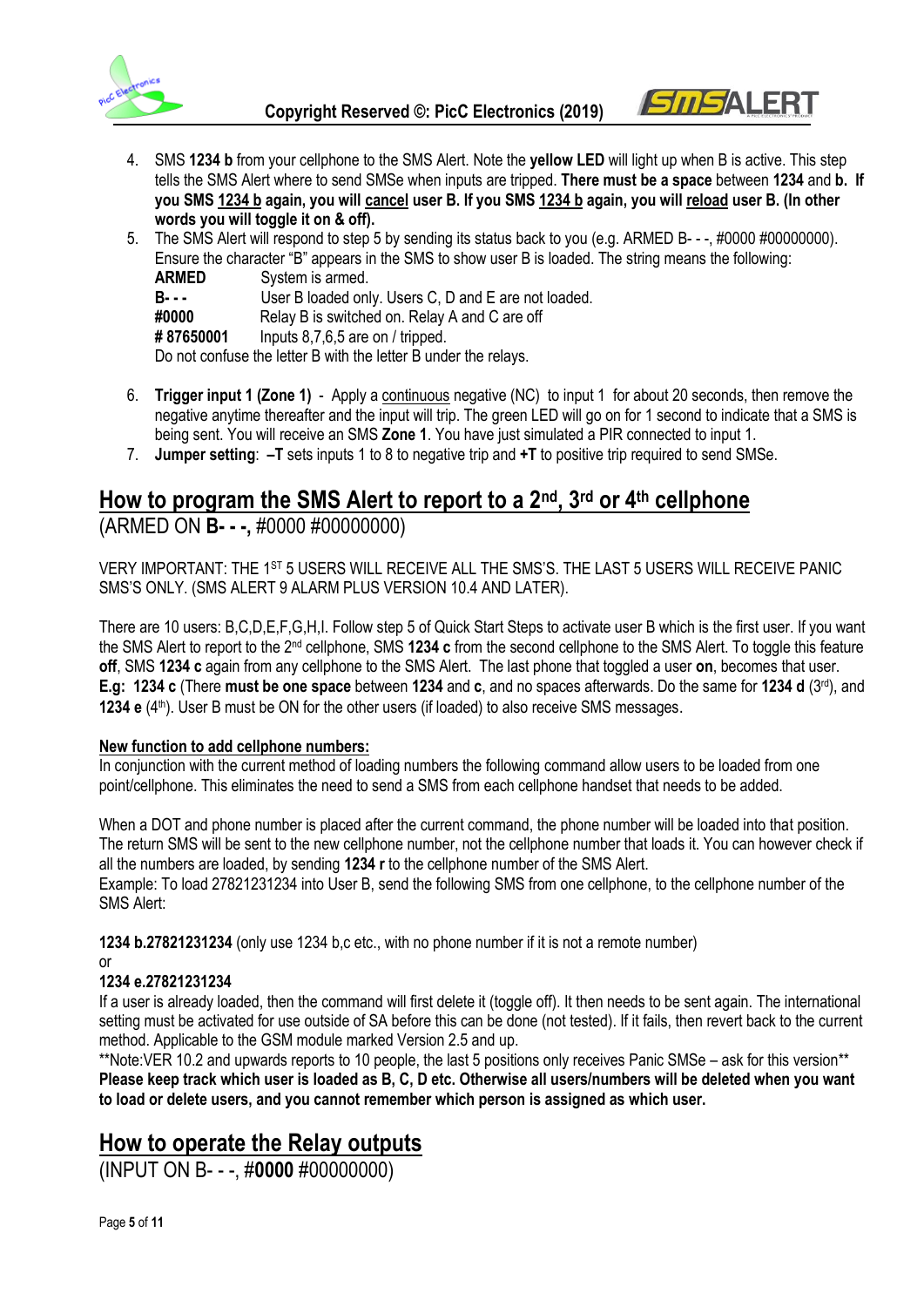4. SMS **1234 b** from your cellphone to the SMS Alert. Note the **yellow LED** will light up when B is active. This step tells the SMS Alert where to send SMSe when inputs are tripped. **There must be a space** between **1234** and **b. If you SMS 1234 b again, you will cancel user B. If you SMS 1234 b again, you will reload user B. (In other words you will toggle it on & off).**
5. The SMS Alert will respond to step 5 by sending its status back to you (e.g. ARMED B- - -, #0000 #00000000). Ensure the character "B" appears in the SMS to show user B is loaded. The string means the following:
   **ARMED** System is armed.
   **B- - -** User B loaded only. Users C, D and E are not loaded.
   **#0000** Relay B is switched on. Relay A and C are off
   **# 87650001** Inputs 8,7,6,5 are on / tripped.
   Do not confuse the letter B with the letter B under the relays.
6. **Trigger input 1 (Zone 1)** - Apply a continuous negative (NC) to input 1 for about 20 seconds, then remove the negative anytime thereafter and the input will trip. The green LED will go on for 1 second to indicate that a SMS is being sent. You will receive an SMS **Zone 1**. You have just simulated a PIR connected to input 1.
7. **Jumper setting**: **–T** sets inputs 1 to 8 to negative trip and **+T** to positive trip required to send SMSe.

## How to program the SMS Alert to report to a 2nd, 3rd or 4th cellphone

(ARMED ON **B- - -,** #0000 #00000000)

VERY IMPORTANT: THE 1ST 5 USERS WILL RECEIVE ALL THE SMS'S. THE LAST 5 USERS WILL RECEIVE PANIC SMS'S ONLY. (SMS ALERT 9 ALARM PLUS VERSION 10.4 AND LATER).

There are 10 users: B,C,D,E,F,G,H,I. Follow step 5 of Quick Start Steps to activate user B which is the first user. If you want the SMS Alert to report to the 2nd cellphone, SMS **1234 c** from the second cellphone to the SMS Alert. To toggle this feature **off**, SMS **1234 c** again from any cellphone to the SMS Alert. The last phone that toggled a user **on**, becomes that user. **E.g: 1234 c** (There **must be one space** between **1234** and **c**, and no spaces afterwards. Do the same for **1234 d** (3rd), and **1234 e** (4th). User B must be ON for the other users (if loaded) to also receive SMS messages.

**New function to add cellphone numbers:**

In conjunction with the current method of loading numbers the following command allow users to be loaded from one point/cellphone. This eliminates the need to send a SMS from each cellphone handset that needs to be added.

When a DOT and phone number is placed after the current command, the phone number will be loaded into that position. The return SMS will be sent to the new cellphone number, not the cellphone number that loads it. You can however check if all the numbers are loaded, by sending **1234 r** to the cellphone number of the SMS Alert.
Example: To load 27821231234 into User B, send the following SMS from one cellphone, to the cellphone number of the SMS Alert:

**1234 b.27821231234** (only use 1234 b,c etc., with no phone number if it is not a remote number)
or
**1234 e.27821231234**
If a user is already loaded, then the command will first delete it (toggle off). It then needs to be sent again. The international setting must be activated for use outside of SA before this can be done (not tested). If it fails, then revert back to the current method. Applicable to the GSM module marked Version 2.5 and up.
**Note:VER 10.2 and upwards reports to 10 people, the last 5 positions only receives Panic SMSe – ask for this version**
**Please keep track which user is loaded as B, C, D etc. Otherwise all users/numbers will be deleted when you want to load or delete users, and you cannot remember which person is assigned as which user.**

## How to operate the Relay outputs

(INPUT ON B- - -, #**0000** #00000000)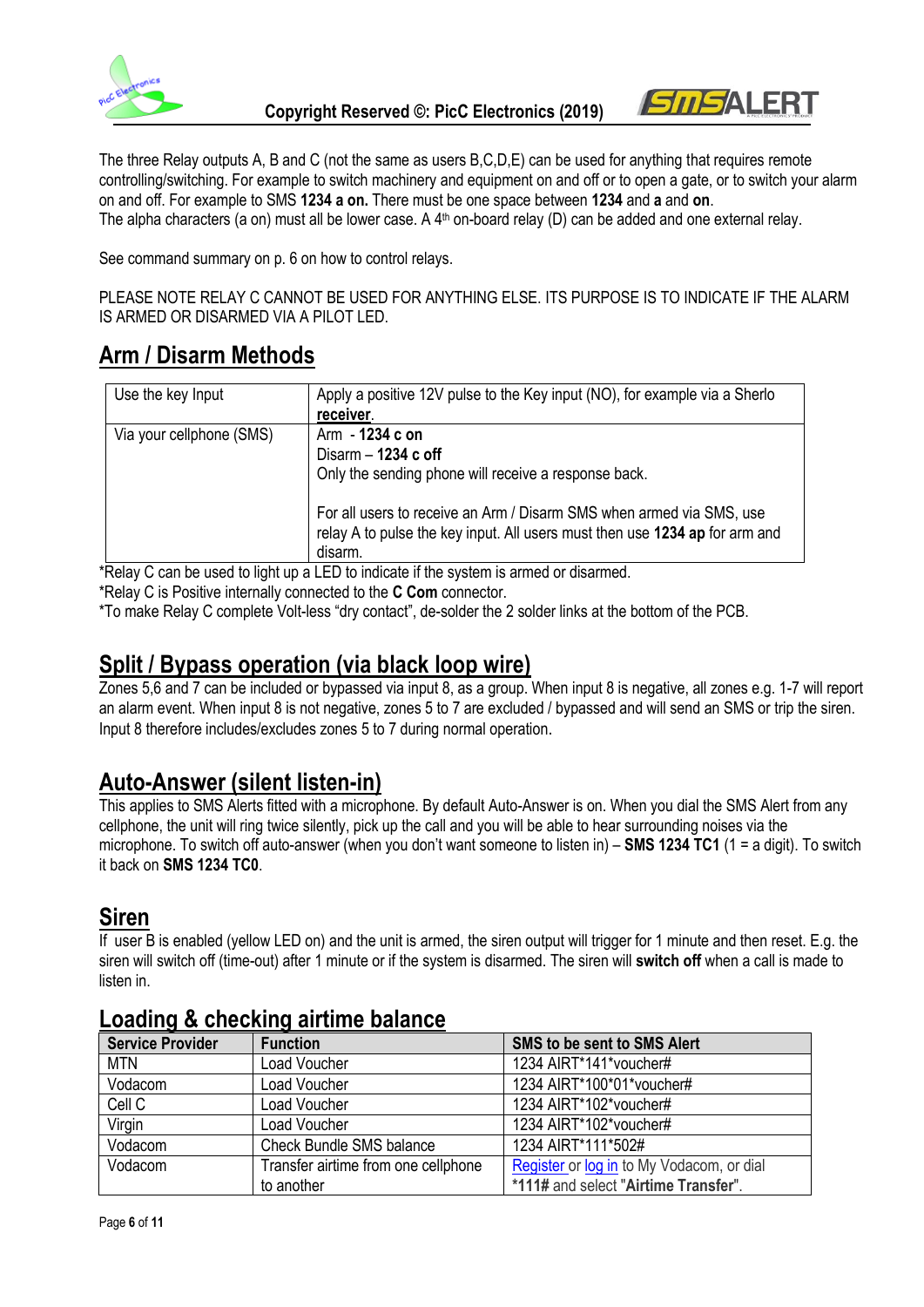The three Relay outputs A, B and C (not the same as users B,C,D,E) can be used for anything that requires remote controlling/switching. For example to switch machinery and equipment on and off or to open a gate, or to switch your alarm on and off. For example to SMS **1234 a on.** There must be one space between **1234** and **a** and **on**.
The alpha characters (a on) must all be lower case. A 4th on-board relay (D) can be added and one external relay.

See command summary on p. 6 on how to control relays.

PLEASE NOTE RELAY C CANNOT BE USED FOR ANYTHING ELSE. ITS PURPOSE IS TO INDICATE IF THE ALARM IS ARMED OR DISARMED VIA A PILOT LED.

## Arm / Disarm Methods

| Use the key Input | Apply a positive 12V pulse to the Key input (NO), for example via a Sherlo **receiver**. |
|---|---|
| Via your cellphone (SMS) | Arm - **1234 c on**<br>Disarm – **1234 c off**<br>Only the sending phone will receive a response back.<br><br>For all users to receive an Arm / Disarm SMS when armed via SMS, use relay A to pulse the key input. All users must then use **1234 ap** for arm and disarm. |

*Relay C can be used to light up a LED to indicate if the system is armed or disarmed.
*Relay C is Positive internally connected to the **C Com** connector.
*To make Relay C complete Volt-less "dry contact", de-solder the 2 solder links at the bottom of the PCB.

## Split / Bypass operation (via black loop wire)

Zones 5,6 and 7 can be included or bypassed via input 8, as a group. When input 8 is negative, all zones e.g. 1-7 will report an alarm event. When input 8 is not negative, zones 5 to 7 are excluded / bypassed and will send an SMS or trip the siren. Input 8 therefore includes/excludes zones 5 to 7 during normal operation.

## Auto-Answer (silent listen-in)

This applies to SMS Alerts fitted with a microphone. By default Auto-Answer is on. When you dial the SMS Alert from any cellphone, the unit will ring twice silently, pick up the call and you will be able to hear surrounding noises via the microphone. To switch off auto-answer (when you don't want someone to listen in) – **SMS 1234 TC1** (1 = a digit). To switch it back on **SMS 1234 TC0**.

## Siren

If user B is enabled (yellow LED on) and the unit is armed, the siren output will trigger for 1 minute and then reset. E.g. the siren will switch off (time-out) after 1 minute or if the system is disarmed. The siren will **switch off** when a call is made to listen in.

## Loading & checking airtime balance

| Service Provider | Function | SMS to be sent to SMS Alert |
|---|---|---|
| MTN | Load Voucher | 1234 AIRT*141*voucher# |
| Vodacom | Load Voucher | 1234 AIRT*100*01*voucher# |
| Cell C | Load Voucher | 1234 AIRT*102*voucher# |
| Virgin | Load Voucher | 1234 AIRT*102*voucher# |
| Vodacom | Check Bundle SMS balance | 1234 AIRT*111*502# |
| Vodacom | Transfer airtime from one cellphone to another | Register or log in to My Vodacom, or dial ***111#** and select "**Airtime Transfer**". |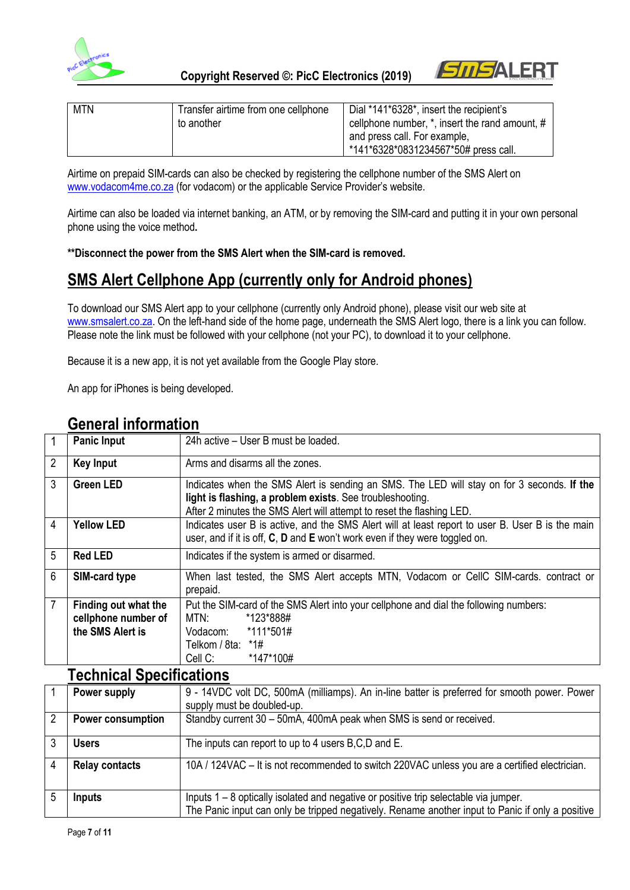| MTN | Transfer airtime from one cellphone to another | Dial *141*6328*, insert the recipient's cellphone number, *, insert the rand amount, # and press call. For example, *141*6328*0831234567*50# press call. |
|---|---|---|

Airtime on prepaid SIM-cards can also be checked by registering the cellphone number of the SMS Alert on www.vodacom4me.co.za (for vodacom) or the applicable Service Provider's website.

Airtime can also be loaded via internet banking, an ATM, or by removing the SIM-card and putting it in your own personal phone using the voice method.

****Disconnect the power from the SMS Alert when the SIM-card is removed.**

## SMS Alert Cellphone App (currently only for Android phones)

To download our SMS Alert app to your cellphone (currently only Android phone), please visit our web site at www.smsalert.co.za. On the left-hand side of the home page, underneath the SMS Alert logo, there is a link you can follow. Please note the link must be followed with your cellphone (not your PC), to download it to your cellphone.

Because it is a new app, it is not yet available from the Google Play store.

An app for iPhones is being developed.

## General information

| | | |
|---|---|---|
| 1 | **Panic Input** | 24h active – User B must be loaded. |
| 2 | **Key Input** | Arms and disarms all the zones. |
| 3 | **Green LED** | Indicates when the SMS Alert is sending an SMS. The LED will stay on for 3 seconds. **If the light is flashing, a problem exists**. See troubleshooting. After 2 minutes the SMS Alert will attempt to reset the flashing LED. |
| 4 | **Yellow LED** | Indicates user B is active, and the SMS Alert will at least report to user B. User B is the main user, and if it is off, **C**, **D** and **E** won't work even if they were toggled on. |
| 5 | **Red LED** | Indicates if the system is armed or disarmed. |
| 6 | **SIM-card type** | When last tested, the SMS Alert accepts MTN, Vodacom or CellC SIM-cards. contract or prepaid. |
| 7 | **Finding out what the cellphone number of the SMS Alert is** | Put the SIM-card of the SMS Alert into your cellphone and dial the following numbers:<br>MTN: *123*888#<br>Vodacom: *111*501#<br>Telkom / 8ta: *1#<br>Cell C: *147*100# |

## Technical Specifications

| | | |
|---|---|---|
| 1 | **Power supply** | 9 - 14VDC volt DC, 500mA (milliamps). An in-line batter is preferred for smooth power. Power supply must be doubled-up. |
| 2 | **Power consumption** | Standby current 30 – 50mA, 400mA peak when SMS is send or received. |
| 3 | **Users** | The inputs can report to up to 4 users B,C,D and E. |
| 4 | **Relay contacts** | 10A / 124VAC – It is not recommended to switch 220VAC unless you are a certified electrician. |
| 5 | **Inputs** | Inputs 1 – 8 optically isolated and negative or positive trip selectable via jumper.<br>The Panic input can only be tripped negatively. Rename another input to Panic if only a positive |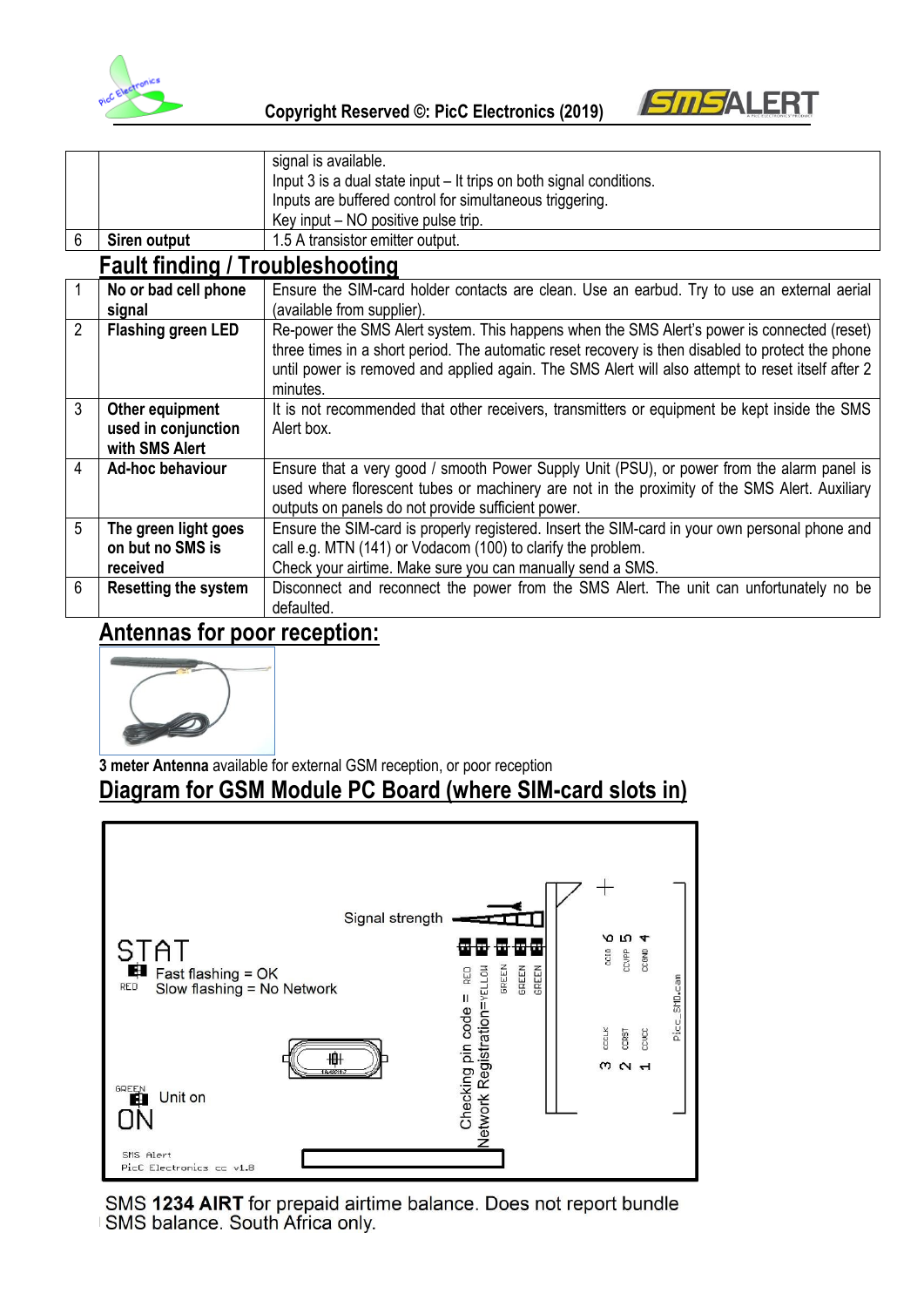| | | |
|---|---|---|
| | | signal is available.<br>Input 3 is a dual state input – It trips on both signal conditions.<br>Inputs are buffered control for simultaneous triggering.<br>Key input – NO positive pulse trip. |
| 6 | **Siren output** | 1.5 A transistor emitter output. |

## Fault finding / Troubleshooting

| | | |
|---|---|---|
| 1 | **No or bad cell phone signal** | Ensure the SIM-card holder contacts are clean. Use an earbud. Try to use an external aerial (available from supplier). |
| 2 | **Flashing green LED** | Re-power the SMS Alert system. This happens when the SMS Alert's power is connected (reset) three times in a short period. The automatic reset recovery is then disabled to protect the phone until power is removed and applied again. The SMS Alert will also attempt to reset itself after 2 minutes. |
| 3 | **Other equipment used in conjunction with SMS Alert** | It is not recommended that other receivers, transmitters or equipment be kept inside the SMS Alert box. |
| 4 | **Ad-hoc behaviour** | Ensure that a very good / smooth Power Supply Unit (PSU), or power from the alarm panel is used where florescent tubes or machinery are not in the proximity of the SMS Alert. Auxiliary outputs on panels do not provide sufficient power. |
| 5 | **The green light goes on but no SMS is received** | Ensure the SIM-card is properly registered. Insert the SIM-card in your own personal phone and call e.g. MTN (141) or Vodacom (100) to clarify the problem.<br>Check your airtime. Make sure you can manually send a SMS. |
| 6 | **Resetting the system** | Disconnect and reconnect the power from the SMS Alert. The unit can unfortunately no be defaulted. |

## Antennas for poor reception:

**3 meter Antenna** available for external GSM reception, or poor reception

## Diagram for GSM Module PC Board (where SIM-card slots in)

STAT
RED Fast flashing = OK
Slow flashing = No Network

Signal strength

Checking pin code = RED
Network Registration=YELLOW
GREEN GREEN GREEN

GREEN Unit on
ON

SMS Alert
PicC Electronics cc v1.8

SMS **1234 AIRT** for prepaid airtime balance. Does not report bundle SMS balance. South Africa only.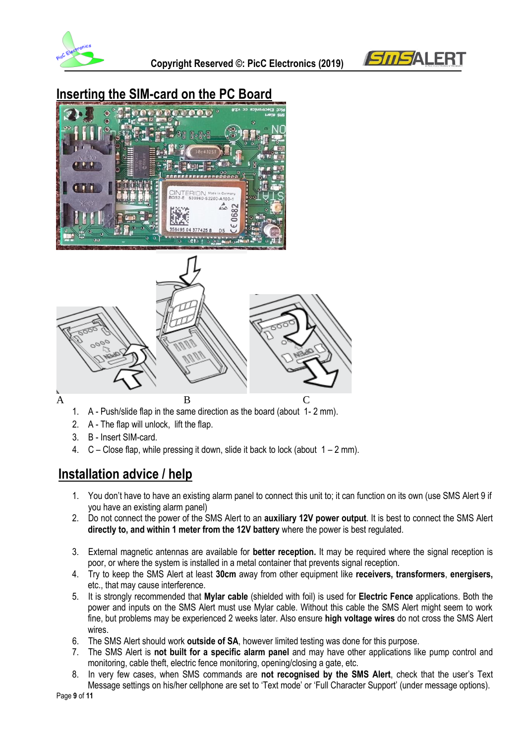## Inserting the SIM-card on the PC Board

A B C

1. A - Push/slide flap in the same direction as the board (about 1- 2 mm).
2. A - The flap will unlock, lift the flap.
3. B - Insert SIM-card.
4. C – Close flap, while pressing it down, slide it back to lock (about 1 – 2 mm).

## Installation advice / help

1. You don't have to have an existing alarm panel to connect this unit to; it can function on its own (use SMS Alert 9 if you have an existing alarm panel)
2. Do not connect the power of the SMS Alert to an **auxiliary 12V power output**. It is best to connect the SMS Alert **directly to, and within 1 meter from the 12V battery** where the power is best regulated.
3. External magnetic antennas are available for **better reception.** It may be required where the signal reception is poor, or where the system is installed in a metal container that prevents signal reception.
4. Try to keep the SMS Alert at least **30cm** away from other equipment like **receivers, transformers**, **energisers,** etc., that may cause interference.
5. It is strongly recommended that **Mylar cable** (shielded with foil) is used for **Electric Fence** applications. Both the power and inputs on the SMS Alert must use Mylar cable. Without this cable the SMS Alert might seem to work fine, but problems may be experienced 2 weeks later. Also ensure **high voltage wires** do not cross the SMS Alert wires.
6. The SMS Alert should work **outside of SA**, however limited testing was done for this purpose.
7. The SMS Alert is **not built for a specific alarm panel** and may have other applications like pump control and monitoring, cable theft, electric fence monitoring, opening/closing a gate, etc.
8. In very few cases, when SMS commands are **not recognised by the SMS Alert**, check that the user's Text Message settings on his/her cellphone are set to 'Text mode' or 'Full Character Support' (under message options).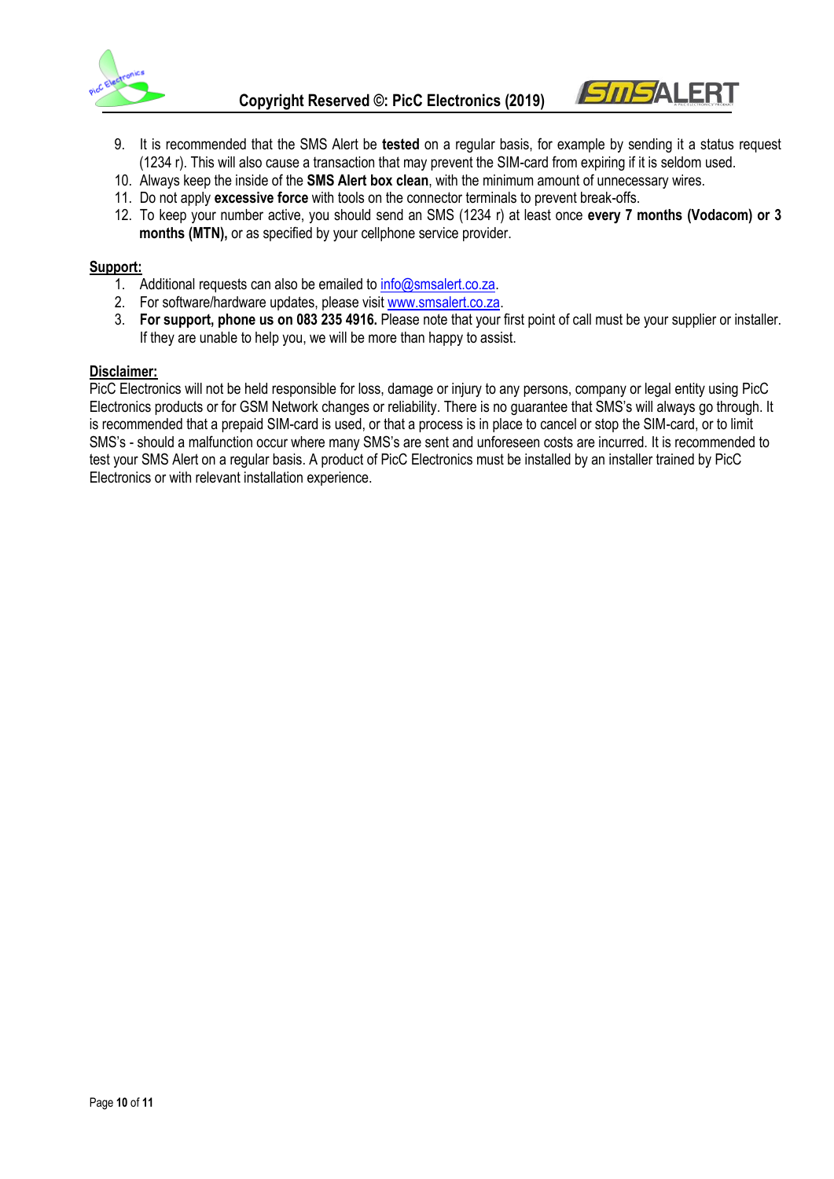9. It is recommended that the SMS Alert be **tested** on a regular basis, for example by sending it a status request (1234 r). This will also cause a transaction that may prevent the SIM-card from expiring if it is seldom used.
10. Always keep the inside of the **SMS Alert box clean**, with the minimum amount of unnecessary wires.
11. Do not apply **excessive force** with tools on the connector terminals to prevent break-offs.
12. To keep your number active, you should send an SMS (1234 r) at least once **every 7 months (Vodacom) or 3 months (MTN),** or as specified by your cellphone service provider.

**Support:**

1. Additional requests can also be emailed to info@smsalert.co.za.
2. For software/hardware updates, please visit www.smsalert.co.za.
3. **For support, phone us on 083 235 4916.** Please note that your first point of call must be your supplier or installer. If they are unable to help you, we will be more than happy to assist.

**Disclaimer:**

PicC Electronics will not be held responsible for loss, damage or injury to any persons, company or legal entity using PicC Electronics products or for GSM Network changes or reliability. There is no guarantee that SMS's will always go through. It is recommended that a prepaid SIM-card is used, or that a process is in place to cancel or stop the SIM-card, or to limit SMS's - should a malfunction occur where many SMS's are sent and unforeseen costs are incurred. It is recommended to test your SMS Alert on a regular basis. A product of PicC Electronics must be installed by an installer trained by PicC Electronics or with relevant installation experience.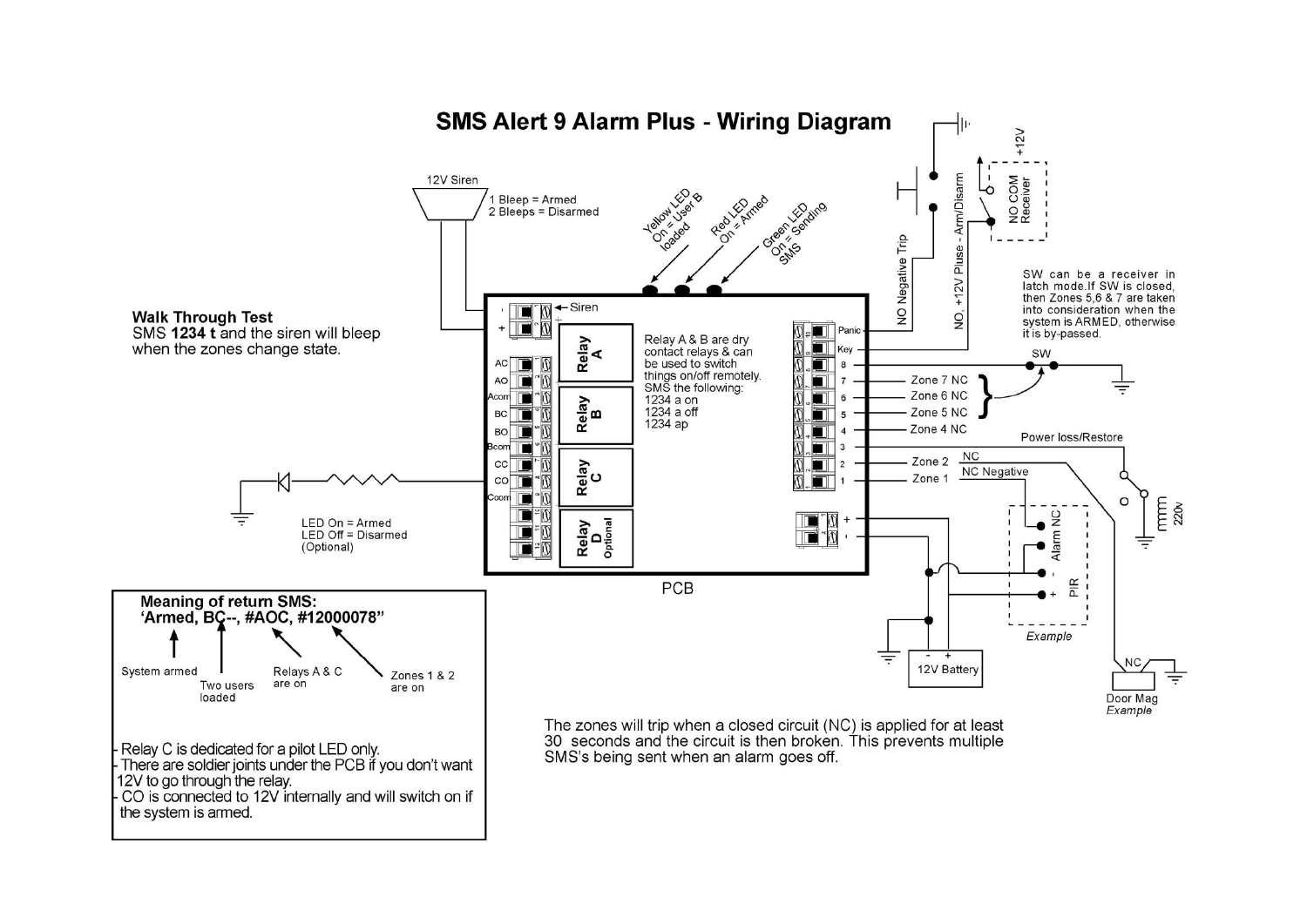# SMS Alert 9 Alarm Plus - Wiring Diagram

12V Siren

1 Bleep = Armed
2 Bleeps = Disarmed

Yellow LED On = User B loaded

Red LED On = Armed

Green LED On = Sending SMS

NO Negative Trip

NO, +12V Pluse - Arm/Disarm

+12V

NO COM Receiver

**Walk Through Test**
SMS **1234 t** and the siren will bleep when the zones change state.

Siren

Relay A

Relay B

Relay C

Relay D Optional

AC
AO
Acom
BC
BO
Bcom
CC
CO
Ccom

Relay A & B are dry contact relays & can be used to switch things on/off remotely. SMS the following:
1234 a on
1234 a off
1234 ap

Panic
Key
8
7 — Zone 7 NC
6 — Zone 6 NC
5 — Zone 5 NC
4 — Zone 4 NC
3
2 — Zone 2 NC
1 — Zone 1 NC Negative

SW

SW can be a receiver in latch mode.If SW is closed, then Zones 5,6 & 7 are taken into consideration when the system is ARMED, otherwise it is by-passed.

Power loss/Restore

220v

LED On = Armed
LED Off = Disarmed
(Optional)

PCB

Alarm NC

PIR

Example

12V Battery

NC

Door Mag
*Example*

**Meaning of return SMS:**
**'Armed, BC--, #AOC, #12000078"**

System armed

Two users loaded

Relays A & C are on

Zones 1 & 2 are on

- Relay C is dedicated for a pilot LED only.
- There are soldier joints under the PCB if you don't want 12V to go through the relay.
- CO is connected to 12V internally and will switch on if the system is armed.

The zones will trip when a closed circuit (NC) is applied for at least 30 seconds and the circuit is then broken. This prevents multiple SMS's being sent when an alarm goes off.